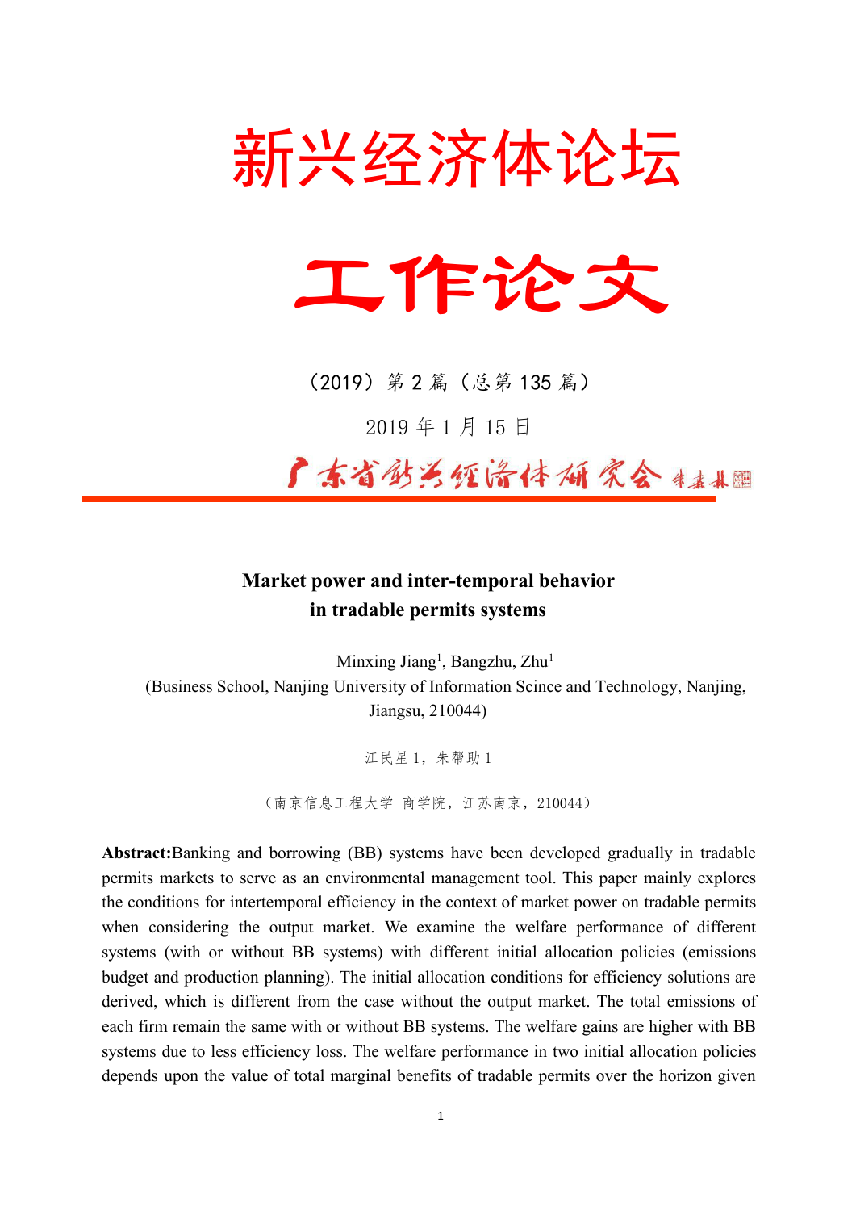# 新兴经济体论坛

# 工作论文

（2019）第 2 篇（总第 135 篇）

2019 年 1 月 15 日

广东省新兴经济体研究会

## Market power and inter-temporal behavior in tradable permits systems

Minxing Jiang[1], Bangzhu, Zhu[1]

(Business School, Nanjing University of Information Scince and Technology, Nanjing, Jiangsu, 210044)

江民星 1，朱帮助 1

（南京信息工程大学 商学院，江苏南京，210044）

**Abstract:** Banking and borrowing (BB) systems have been developed gradually in tradable permits markets to serve as an environmental management tool. This paper mainly explores the conditions for intertemporal efficiency in the context of market power on tradable permits when considering the output market. We examine the welfare performance of different systems (with or without BB systems) with different initial allocation policies (emissions budget and production planning). The initial allocation conditions for efficiency solutions are derived, which is different from the case without the output market. The total emissions of each firm remain the same with or without BB systems. The welfare gains are higher with BB systems due to less efficiency loss. The welfare performance in two initial allocation policies depends upon the value of total marginal benefits of tradable permits over the horizon given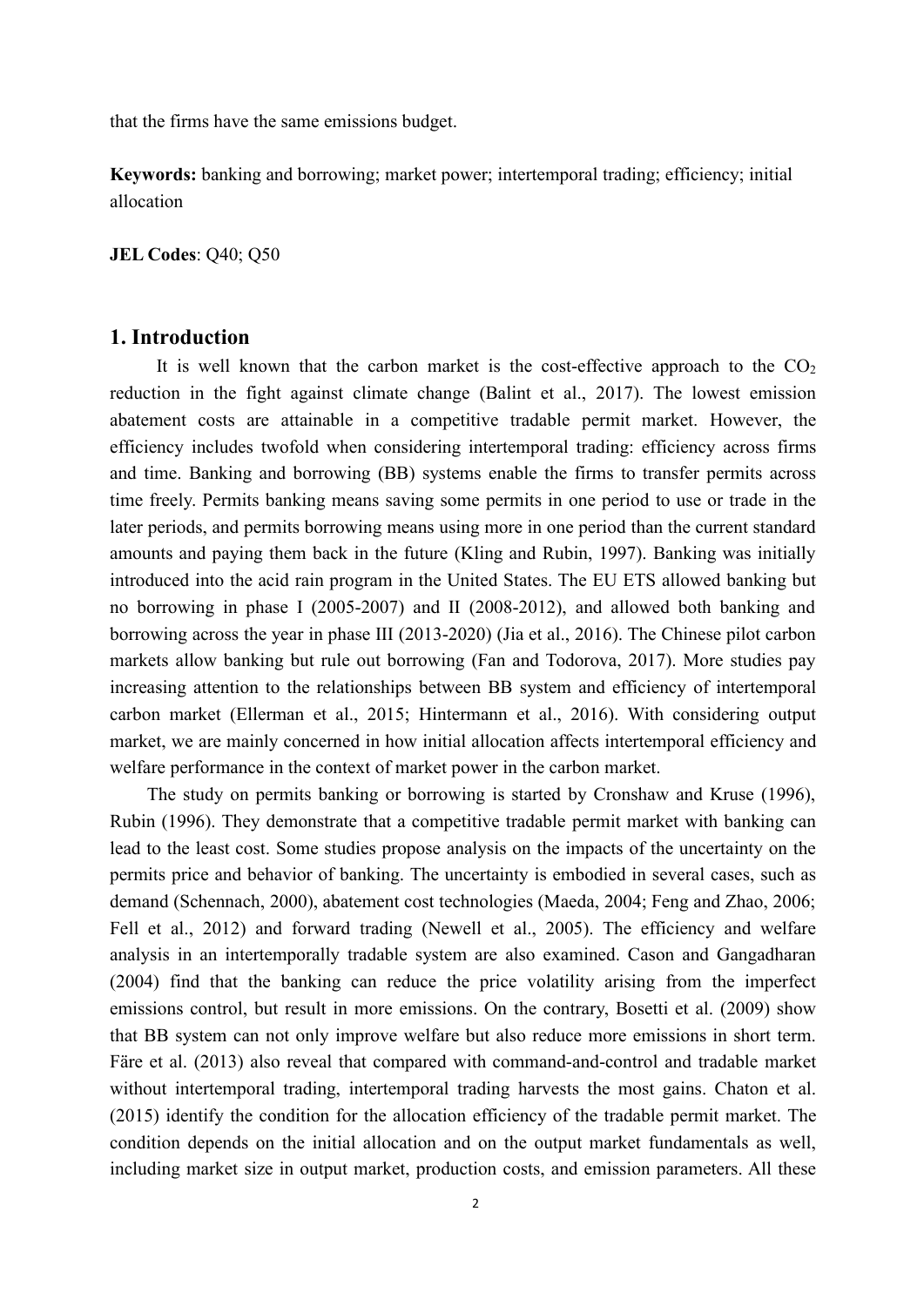that the firms have the same emissions budget.

**Keywords:** banking and borrowing; market power; intertemporal trading; efficiency; initial allocation

**JEL Codes**: Q40; Q50

## 1. Introduction

It is well known that the carbon market is the cost-effective approach to the $CO_2$ reduction in the fight against climate change (Balint et al., 2017). The lowest emission abatement costs are attainable in a competitive tradable permit market. However, the efficiency includes twofold when considering intertemporal trading: efficiency across firms and time. Banking and borrowing (BB) systems enable the firms to transfer permits across time freely. Permits banking means saving some permits in one period to use or trade in the later periods, and permits borrowing means using more in one period than the current standard amounts and paying them back in the future (Kling and Rubin, 1997). Banking was initially introduced into the acid rain program in the United States. The EU ETS allowed banking but no borrowing in phase I (2005-2007) and II (2008-2012), and allowed both banking and borrowing across the year in phase III (2013-2020) (Jia et al., 2016). The Chinese pilot carbon markets allow banking but rule out borrowing (Fan and Todorova, 2017). More studies pay increasing attention to the relationships between BB system and efficiency of intertemporal carbon market (Ellerman et al., 2015; Hintermann et al., 2016). With considering output market, we are mainly concerned in how initial allocation affects intertemporal efficiency and welfare performance in the context of market power in the carbon market.

The study on permits banking or borrowing is started by Cronshaw and Kruse (1996), Rubin (1996). They demonstrate that a competitive tradable permit market with banking can lead to the least cost. Some studies propose analysis on the impacts of the uncertainty on the permits price and behavior of banking. The uncertainty is embodied in several cases, such as demand (Schennach, 2000), abatement cost technologies (Maeda, 2004; Feng and Zhao, 2006; Fell et al., 2012) and forward trading (Newell et al., 2005). The efficiency and welfare analysis in an intertemporally tradable system are also examined. Cason and Gangadharan (2004) find that the banking can reduce the price volatility arising from the imperfect emissions control, but result in more emissions. On the contrary, Bosetti et al. (2009) show that BB system can not only improve welfare but also reduce more emissions in short term. Färe et al. (2013) also reveal that compared with command-and-control and tradable market without intertemporal trading, intertemporal trading harvests the most gains. Chaton et al. (2015) identify the condition for the allocation efficiency of the tradable permit market. The condition depends on the initial allocation and on the output market fundamentals as well, including market size in output market, production costs, and emission parameters. All these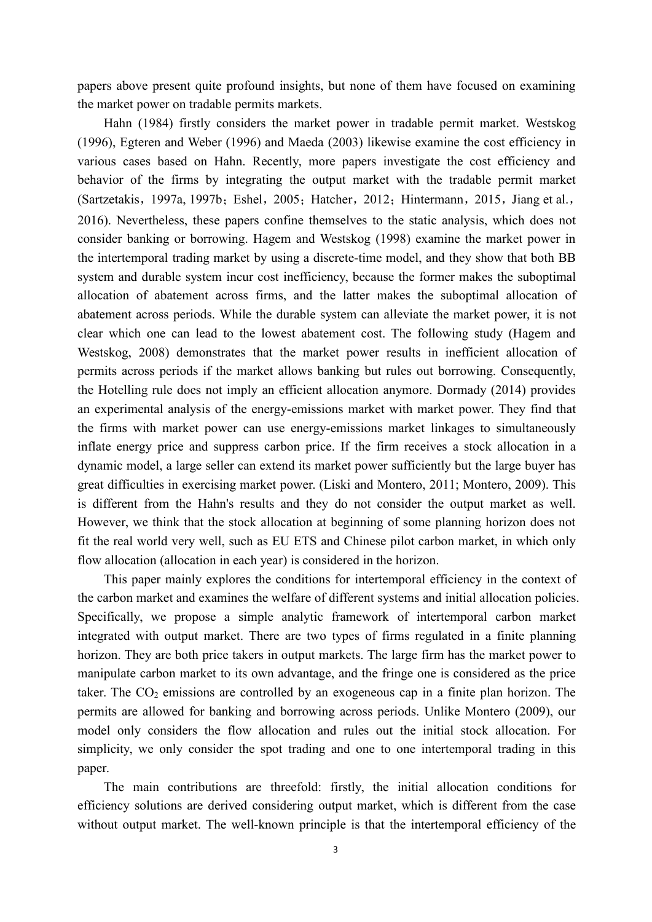papers above present quite profound insights, but none of them have focused on examining the market power on tradable permits markets.

Hahn (1984) firstly considers the market power in tradable permit market. Westskog (1996), Egteren and Weber (1996) and Maeda (2003) likewise examine the cost efficiency in various cases based on Hahn. Recently, more papers investigate the cost efficiency and behavior of the firms by integrating the output market with the tradable permit market (Sartzetakis，1997a, 1997b；Eshel，2005；Hatcher，2012；Hintermann，2015，Jiang et al.，2016). Nevertheless, these papers confine themselves to the static analysis, which does not consider banking or borrowing. Hagem and Westskog (1998) examine the market power in the intertemporal trading market by using a discrete-time model, and they show that both BB system and durable system incur cost inefficiency, because the former makes the suboptimal allocation of abatement across firms, and the latter makes the suboptimal allocation of abatement across periods. While the durable system can alleviate the market power, it is not clear which one can lead to the lowest abatement cost. The following study (Hagem and Westskog, 2008) demonstrates that the market power results in inefficient allocation of permits across periods if the market allows banking but rules out borrowing. Consequently, the Hotelling rule does not imply an efficient allocation anymore. Dormady (2014) provides an experimental analysis of the energy-emissions market with market power. They find that the firms with market power can use energy-emissions market linkages to simultaneously inflate energy price and suppress carbon price. If the firm receives a stock allocation in a dynamic model, a large seller can extend its market power sufficiently but the large buyer has great difficulties in exercising market power. (Liski and Montero, 2011; Montero, 2009). This is different from the Hahn's results and they do not consider the output market as well. However, we think that the stock allocation at beginning of some planning horizon does not fit the real world very well, such as EU ETS and Chinese pilot carbon market, in which only flow allocation (allocation in each year) is considered in the horizon.

This paper mainly explores the conditions for intertemporal efficiency in the context of the carbon market and examines the welfare of different systems and initial allocation policies. Specifically, we propose a simple analytic framework of intertemporal carbon market integrated with output market. There are two types of firms regulated in a finite planning horizon. They are both price takers in output markets. The large firm has the market power to manipulate carbon market to its own advantage, and the fringe one is considered as the price taker. The $CO_2$ emissions are controlled by an exogeneous cap in a finite plan horizon. The permits are allowed for banking and borrowing across periods. Unlike Montero (2009), our model only considers the flow allocation and rules out the initial stock allocation. For simplicity, we only consider the spot trading and one to one intertemporal trading in this paper.

The main contributions are threefold: firstly, the initial allocation conditions for efficiency solutions are derived considering output market, which is different from the case without output market. The well-known principle is that the intertemporal efficiency of the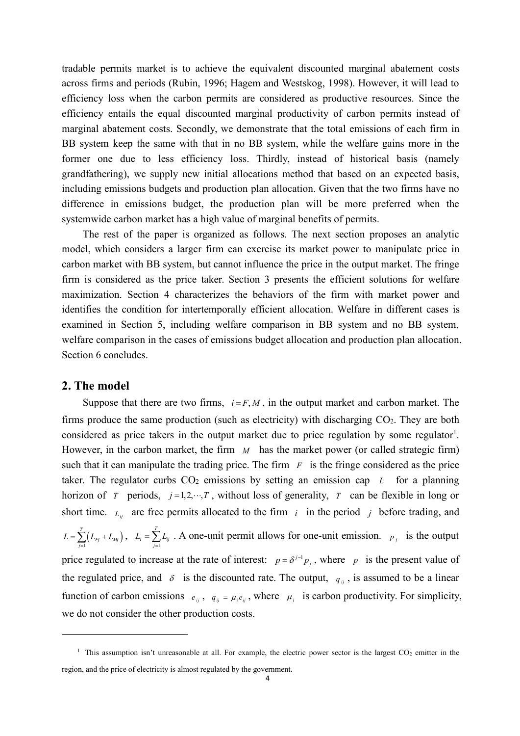tradable permits market is to achieve the equivalent discounted marginal abatement costs across firms and periods (Rubin, 1996; Hagem and Westskog, 1998). However, it will lead to efficiency loss when the carbon permits are considered as productive resources. Since the efficiency entails the equal discounted marginal productivity of carbon permits instead of marginal abatement costs. Secondly, we demonstrate that the total emissions of each firm in BB system keep the same with that in no BB system, while the welfare gains more in the former one due to less efficiency loss. Thirdly, instead of historical basis (namely grandfathering), we supply new initial allocations method that based on an expected basis, including emissions budgets and production plan allocation. Given that the two firms have no difference in emissions budget, the production plan will be more preferred when the systemwide carbon market has a high value of marginal benefits of permits.

The rest of the paper is organized as follows. The next section proposes an analytic model, which considers a larger firm can exercise its market power to manipulate price in carbon market with BB system, but cannot influence the price in the output market. The fringe firm is considered as the price taker. Section 3 presents the efficient solutions for welfare maximization. Section 4 characterizes the behaviors of the firm with market power and identifies the condition for intertemporally efficient allocation. Welfare in different cases is examined in Section 5, including welfare comparison in BB system and no BB system, welfare comparison in the cases of emissions budget allocation and production plan allocation. Section 6 concludes.

## 2. The model

Suppose that there are two firms, $i = F, M$, in the output market and carbon market. The firms produce the same production (such as electricity) with discharging $CO_2$. They are both considered as price takers in the output market due to price regulation by some regulator[1]. However, in the carbon market, the firm $M$ has the market power (or called strategic firm) such that it can manipulate the trading price. The firm $F$ is the fringe considered as the price taker. The regulator curbs $CO_2$ emissions by setting an emission cap $L$ for a planning horizon of $T$ periods, $j = 1, 2, \cdots, T$, without loss of generality, $T$ can be flexible in long or short time. $L_{ij}$ are free permits allocated to the firm $i$ in the period $j$ before trading, and $L = \sum_{j=1}^{T}\left(L_{Fj} + L_{Mj}\right)$, $L_i = \sum_{j=1}^{T} L_{ij}$. A one-unit permit allows for one-unit emission. $p_j$ is the output price regulated to increase at the rate of interest: $p = \delta^{j-1} p_j$, where $p$ is the present value of the regulated price, and $\delta$ is the discounted rate. The output, $q_{ij}$, is assumed to be a linear function of carbon emissions $e_{ij}$, $q_{ij} = \mu_i e_{ij}$, where $\mu_i$ is carbon productivity. For simplicity, we do not consider the other production costs.

[1] This assumption isn't unreasonable at all. For example, the electric power sector is the largest $CO_2$ emitter in the region, and the price of electricity is almost regulated by the government.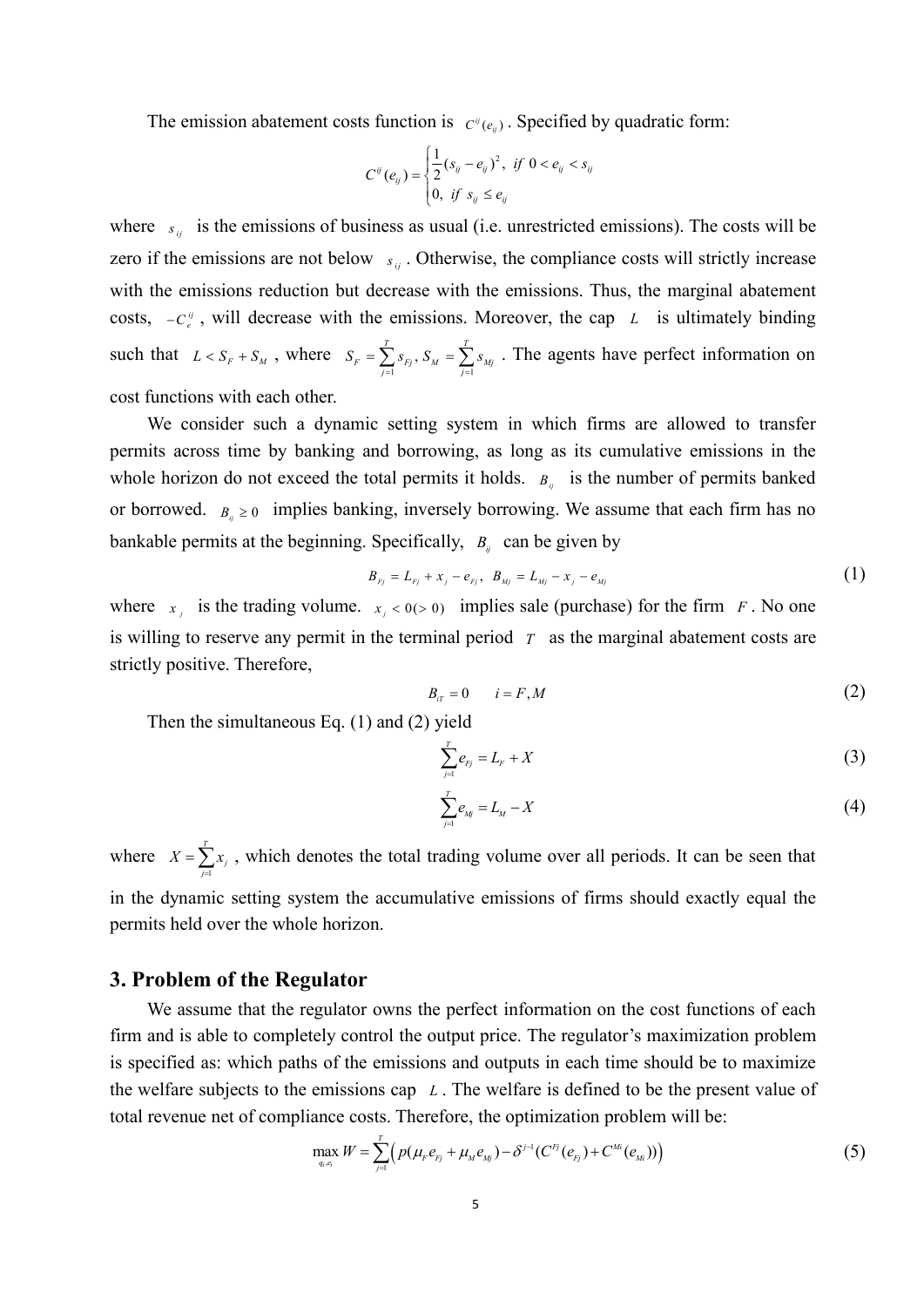The emission abatement costs function is $C^{ij}(e_{ij})$. Specified by quadratic form:

$$C^{ij}(e_{ij}) = \begin{cases} \frac{1}{2}(s_{ij} - e_{ij})^2, & if\ 0 < e_{ij} < s_{ij} \\ 0, & if\ s_{ij} \le e_{ij} \end{cases}$$

where $s_{ij}$ is the emissions of business as usual (i.e. unrestricted emissions). The costs will be zero if the emissions are not below $s_{ij}$. Otherwise, the compliance costs will strictly increase with the emissions reduction but decrease with the emissions. Thus, the marginal abatement costs, $-C_e^{ij}$, will decrease with the emissions. Moreover, the cap $L$ is ultimately binding such that $L < S_F + S_M$, where $S_F = \sum_{j=1}^{T} s_{Fj}$, $S_M = \sum_{j=1}^{T} s_{Mj}$. The agents have perfect information on cost functions with each other.

We consider such a dynamic setting system in which firms are allowed to transfer permits across time by banking and borrowing, as long as its cumulative emissions in the whole horizon do not exceed the total permits it holds. $B_{ij}$ is the number of permits banked or borrowed. $B_{ij} \ge 0$ implies banking, inversely borrowing. We assume that each firm has no bankable permits at the beginning. Specifically, $B_{ij}$ can be given by

$$B_{Fj} = L_{Fj} + x_j - e_{Fj},\ B_{Mj} = L_{Mj} - x_j - e_{Mj} \tag{1}$$

where $x_j$ is the trading volume. $x_j < 0 (> 0)$ implies sale (purchase) for the firm $F$. No one is willing to reserve any permit in the terminal period $T$ as the marginal abatement costs are strictly positive. Therefore,

$$B_{iT} = 0 \qquad i = F, M \tag{2}$$

Then the simultaneous Eq. (1) and (2) yield

$$\sum_{j=1}^{T} e_{Fj} = L_F + X \tag{3}$$

$$\sum_{j=1}^{T} e_{Mj} = L_M - X \tag{4}$$

where $X = \sum_{j=1}^{T} x_j$, which denotes the total trading volume over all periods. It can be seen that in the dynamic setting system the accumulative emissions of firms should exactly equal the permits held over the whole horizon.

## 3. Problem of the Regulator

We assume that the regulator owns the perfect information on the cost functions of each firm and is able to completely control the output price. The regulator's maximization problem is specified as: which paths of the emissions and outputs in each time should be to maximize the welfare subjects to the emissions cap $L$. The welfare is defined to be the present value of total revenue net of compliance costs. Therefore, the optimization problem will be:

$$\max_{q_i, e_i} W = \sum_{j=1}^{T} \left( p(\mu_F e_{Fj} + \mu_M e_{Mj}) - \delta^{j-1}(C^{Fj}(e_{Fj}) + C^{Mi}(e_{Mi})) \right) \tag{5}$$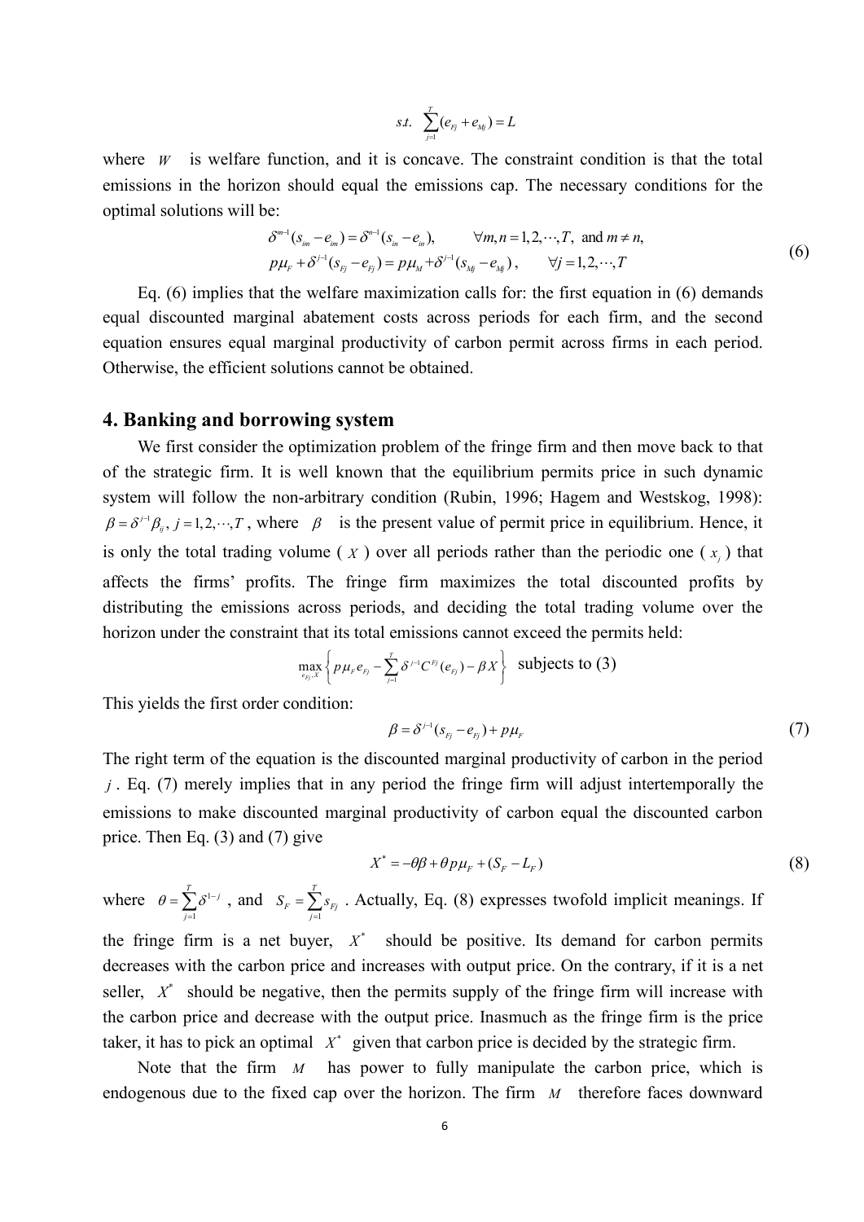$$s.t.\quad \sum_{j=1}^{T}(e_{Fj}+e_{Mj})=L$$

where $W$ is welfare function, and it is concave. The constraint condition is that the total emissions in the horizon should equal the emissions cap. The necessary conditions for the optimal solutions will be:

$$\begin{aligned} &\delta^{m-1}(s_{im}-e_{im})=\delta^{n-1}(s_{in}-e_{in}), \qquad \forall m,n=1,2,\cdots,T,\ \text{and}\ m\neq n,\\ &p\mu_F+\delta^{j-1}(s_{Fj}-e_{Fj})=p\mu_M+\delta^{j-1}(s_{Mj}-e_{Mj}), \qquad \forall j=1,2,\cdots,T \end{aligned} \tag{6}$$

Eq. (6) implies that the welfare maximization calls for: the first equation in (6) demands equal discounted marginal abatement costs across periods for each firm, and the second equation ensures equal marginal productivity of carbon permit across firms in each period. Otherwise, the efficient solutions cannot be obtained.

## 4. Banking and borrowing system

We first consider the optimization problem of the fringe firm and then move back to that of the strategic firm. It is well known that the equilibrium permits price in such dynamic system will follow the non-arbitrary condition (Rubin, 1996; Hagem and Westskog, 1998): $\beta=\delta^{j-1}\beta_{ij},\ j=1,2,\cdots,T$, where $\beta$ is the present value of permit price in equilibrium. Hence, it is only the total trading volume ($X$) over all periods rather than the periodic one ($x_j$) that affects the firms' profits. The fringe firm maximizes the total discounted profits by distributing the emissions across periods, and deciding the total trading volume over the horizon under the constraint that its total emissions cannot exceed the permits held:

$$\max_{e_{Fj},X}\left\{p\mu_F e_{Fj}-\sum_{j=1}^{T}\delta^{j-1}C^{Fj}(e_{Fj})-\beta X\right\}\quad \text{subjects to (3)}$$

This yields the first order condition:

$$\beta=\delta^{j-1}(s_{Fj}-e_{Fj})+p\mu_F \tag{7}$$

The right term of the equation is the discounted marginal productivity of carbon in the period $j$. Eq. (7) merely implies that in any period the fringe firm will adjust intertemporally the emissions to make discounted marginal productivity of carbon equal the discounted carbon price. Then Eq. (3) and (7) give

$$X^*=-\theta\beta+\theta p\mu_F+(S_F-L_F) \tag{8}$$

where $\theta=\sum_{j=1}^{T}\delta^{1-j}$, and $S_F=\sum_{j=1}^{T}s_{Fj}$. Actually, Eq. (8) expresses twofold implicit meanings. If the fringe firm is a net buyer, $X^*$ should be positive. Its demand for carbon permits decreases with the carbon price and increases with output price. On the contrary, if it is a net seller, $X^*$ should be negative, then the permits supply of the fringe firm will increase with the carbon price and decrease with the output price. Inasmuch as the fringe firm is the price taker, it has to pick an optimal $X^*$ given that carbon price is decided by the strategic firm.

Note that the firm $M$ has power to fully manipulate the carbon price, which is endogenous due to the fixed cap over the horizon. The firm $M$ therefore faces downward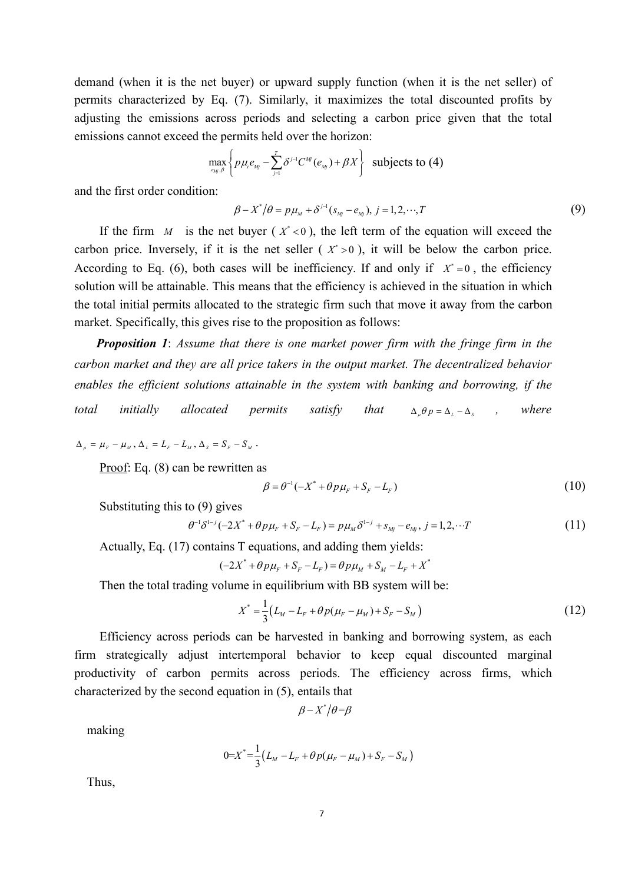demand (when it is the net buyer) or upward supply function (when it is the net seller) of permits characterized by Eq. (7). Similarly, it maximizes the total discounted profits by adjusting the emissions across periods and selecting a carbon price given that the total emissions cannot exceed the permits held over the horizon:

$$\max_{e_{Mj},\beta}\left\{p\mu_i e_{Mj}-\sum_{j=1}^{T}\delta^{j-1}C^{Mj}(e_{Mj})+\beta X\right\}\ \text{ subjects to (4)}$$

and the first order condition:

$$\beta - X^*/\theta = p\mu_M + \delta^{j-1}(s_{Mj}-e_{Mj}),\ j=1,2,\cdots,T \tag{9}$$

If the firm $M$ is the net buyer ( $X^*<0$ ), the left term of the equation will exceed the carbon price. Inversely, if it is the net seller ( $X^*>0$ ), it will be below the carbon price. According to Eq. (6), both cases will be inefficiency. If and only if $X^*=0$, the efficiency solution will be attainable. This means that the efficiency is achieved in the situation in which the total initial permits allocated to the strategic firm such that move it away from the carbon market. Specifically, this gives rise to the proposition as follows:

***Proposition 1***: *Assume that there is one market power firm with the fringe firm in the carbon market and they are all price takers in the output market. The decentralized behavior enables the efficient solutions attainable in the system with banking and borrowing, if the total initially allocated permits satisfy that* $\Delta_\mu\theta p=\Delta_L-\Delta_S$ *, where* $\Delta_\mu=\mu_F-\mu_M$, $\Delta_L=L_F-L_M$, $\Delta_S=S_F-S_M$ .

Proof: Eq. (8) can be rewritten as

$$\beta=\theta^{-1}(-X^*+\theta p\mu_F+S_F-L_F) \tag{10}$$

Substituting this to (9) gives

$$\theta^{-1}\delta^{1-j}(-2X^*+\theta p\mu_F+S_F-L_F)=p\mu_M\delta^{1-j}+s_{Mj}-e_{Mj},\ j=1,2,\cdots T \tag{11}$$

Actually, Eq. (17) contains T equations, and adding them yields:

$$(-2X^*+\theta p\mu_F+S_F-L_F)=\theta p\mu_M+S_M-L_F+X^*$$

Then the total trading volume in equilibrium with BB system will be:

$$X^*=\frac{1}{3}\left(L_M-L_F+\theta p(\mu_F-\mu_M)+S_F-S_M\right) \tag{12}$$

Efficiency across periods can be harvested in banking and borrowing system, as each firm strategically adjust intertemporal behavior to keep equal discounted marginal productivity of carbon permits across periods. The efficiency across firms, which characterized by the second equation in (5), entails that

$$\beta-X^*/\theta=\beta$$

making

$$0=X^*=\frac{1}{3}\left(L_M-L_F+\theta p(\mu_F-\mu_M)+S_F-S_M\right)$$

Thus,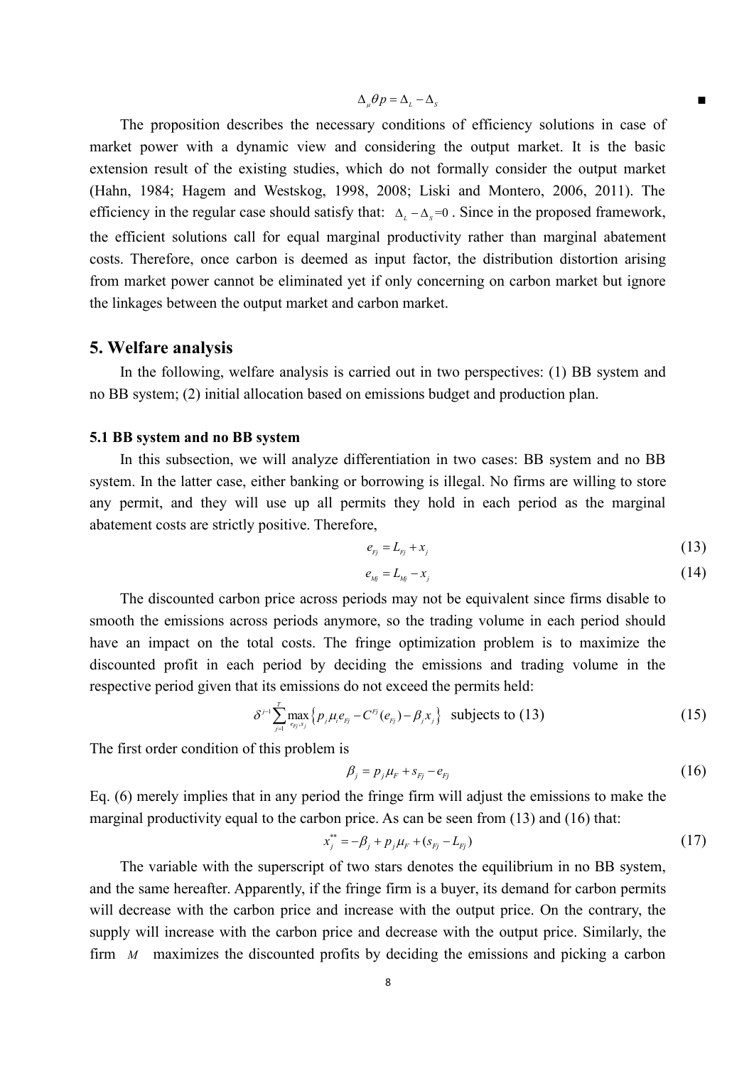$$\Delta_\mu \theta p = \Delta_L - \Delta_S$$ ■

The proposition describes the necessary conditions of efficiency solutions in case of market power with a dynamic view and considering the output market. It is the basic extension result of the existing studies, which do not formally consider the output market (Hahn, 1984; Hagem and Westskog, 1998, 2008; Liski and Montero, 2006, 2011). The efficiency in the regular case should satisfy that: $\Delta_L - \Delta_S = 0$. Since in the proposed framework, the efficient solutions call for equal marginal productivity rather than marginal abatement costs. Therefore, once carbon is deemed as input factor, the distribution distortion arising from market power cannot be eliminated yet if only concerning on carbon market but ignore the linkages between the output market and carbon market.

## 5. Welfare analysis

In the following, welfare analysis is carried out in two perspectives: (1) BB system and no BB system; (2) initial allocation based on emissions budget and production plan.

### 5.1 BB system and no BB system

In this subsection, we will analyze differentiation in two cases: BB system and no BB system. In the latter case, either banking or borrowing is illegal. No firms are willing to store any permit, and they will use up all permits they hold in each period as the marginal abatement costs are strictly positive. Therefore,

$$e_{Fj} = L_{Fj} + x_j \tag{13}$$

$$e_{Mj} = L_{Mj} - x_j \tag{14}$$

The discounted carbon price across periods may not be equivalent since firms disable to smooth the emissions across periods anymore, so the trading volume in each period should have an impact on the total costs. The fringe optimization problem is to maximize the discounted profit in each period by deciding the emissions and trading volume in the respective period given that its emissions do not exceed the permits held:

$$\delta^{j-1} \sum_{j=1}^{T} \max_{e_{Fj}, x_j} \left\{ p_j \mu_i e_{Fj} - C^{Fj}(e_{Fj}) - \beta_j x_j \right\} \quad \text{subjects to (13)} \tag{15}$$

The first order condition of this problem is

$$\beta_j = p_j \mu_F + s_{Fj} - e_{Fj} \tag{16}$$

Eq. (6) merely implies that in any period the fringe firm will adjust the emissions to make the marginal productivity equal to the carbon price. As can be seen from (13) and (16) that:

$$x_j^{**} = -\beta_j + p_j \mu_F + (s_{Fj} - L_{Fj}) \tag{17}$$

The variable with the superscript of two stars denotes the equilibrium in no BB system, and the same hereafter. Apparently, if the fringe firm is a buyer, its demand for carbon permits will decrease with the carbon price and increase with the output price. On the contrary, the supply will increase with the carbon price and decrease with the output price. Similarly, the firm $M$ maximizes the discounted profits by deciding the emissions and picking a carbon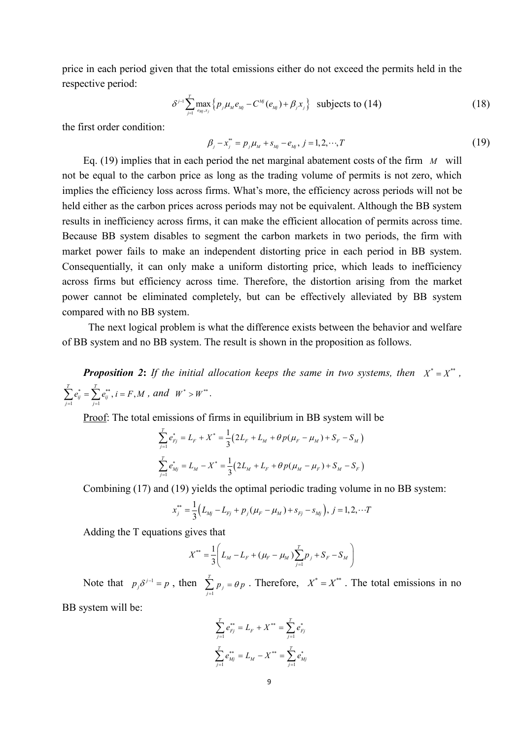price in each period given that the total emissions either do not exceed the permits held in the respective period:

$$\delta^{j-1}\sum_{j=1}^{T}\max_{e_{Mj},x_j}\left\{p_j\mu_M e_{Mj} - C^{Mj}(e_{Mj}) + \beta_j x_j\right\} \text{ subjects to (14)} \tag{18}$$

the first order condition:

$$\beta_j - x_j^{**} = p_j\mu_M + s_{Mj} - e_{Mj},\ j = 1, 2, \cdots, T \tag{19}$$

Eq. (19) implies that in each period the net marginal abatement costs of the firm $M$ will not be equal to the carbon price as long as the trading volume of permits is not zero, which implies the efficiency loss across firms. What's more, the efficiency across periods will not be held either as the carbon prices across periods may not be equivalent. Although the BB system results in inefficiency across firms, it can make the efficient allocation of permits across time. Because BB system disables to segment the carbon markets in two periods, the firm with market power fails to make an independent distorting price in each period in BB system. Consequentially, it can only make a uniform distorting price, which leads to inefficiency across firms but efficiency across time. Therefore, the distortion arising from the market power cannot be eliminated completely, but can be effectively alleviated by BB system compared with no BB system.

The next logical problem is what the difference exists between the behavior and welfare of BB system and no BB system. The result is shown in the proposition as follows.

***Proposition 2*****:** *If the initial allocation keeps the same in two systems, then* $X^* = X^{**}$*,* $\sum_{j=1}^{T} e_{ij}^* = \sum_{j=1}^{T} e_{ij}^{**}, i = F, M$ *, and* $W^* > W^{**}$*.*

Proof: The total emissions of firms in equilibrium in BB system will be

$$\sum_{j=1}^{T} e_{Fj}^* = L_F + X^* = \frac{1}{3}\left(2L_F + L_M + \theta p(\mu_F - \mu_M) + S_F - S_M\right)$$

$$\sum_{j=1}^{T} e_{Mj}^* = L_M - X^* = \frac{1}{3}\left(2L_M + L_F + \theta p(\mu_M - \mu_F) + S_M - S_F\right)$$

Combining (17) and (19) yields the optimal periodic trading volume in no BB system:

$$x_j^{**} = \frac{1}{3}\left(L_{Mj} - L_{Fj} + p_j(\mu_F - \mu_M) + s_{Fj} - s_{Mj}\right),\ j = 1, 2, \cdots T$$

Adding the T equations gives that

$$X^{**} = \frac{1}{3}\left(L_M - L_F + (\mu_F - \mu_M)\sum_{j=1}^{T} p_j + S_F - S_M\right)$$

Note that $p_j\delta^{j-1} = p$, then $\sum_{j=1}^{T} p_j = \theta p$. Therefore, $X^* = X^{**}$. The total emissions in no BB system will be:

$$\sum_{j=1}^{T} e_{Fj}^{**} = L_F + X^{**} = \sum_{j=1}^{T} e_{Fj}^*$$

$$\sum_{j=1}^{T} e_{Mj}^{**} = L_M - X^{**} = \sum_{j=1}^{T} e_{Mj}^*$$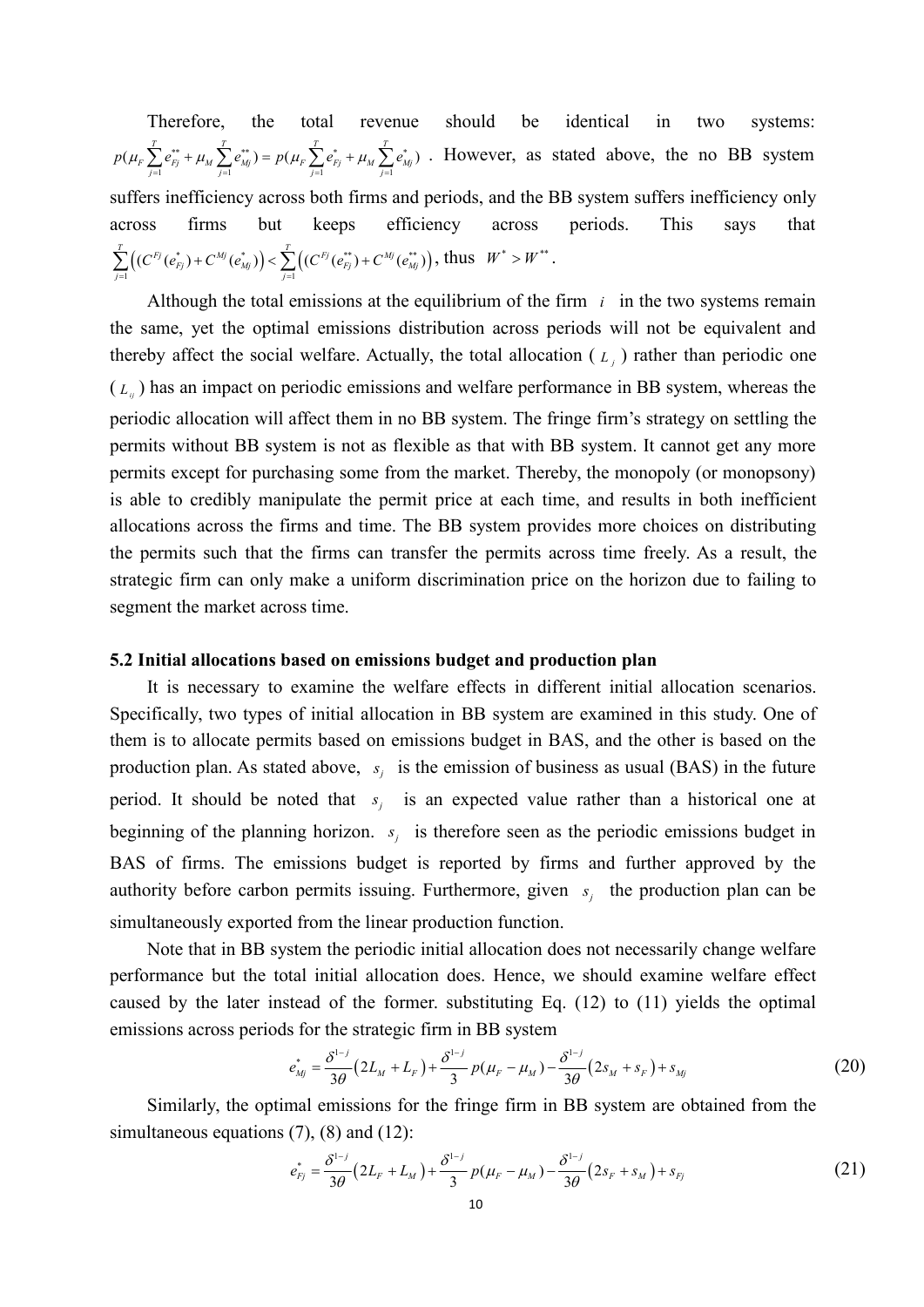Therefore, the total revenue should be identical in two systems: $p(\mu_F \sum_{j=1}^{T} e_{Fj}^{**} + \mu_M \sum_{j=1}^{T} e_{Mj}^{**}) = p(\mu_F \sum_{j=1}^{T} e_{Fj}^{*} + \mu_M \sum_{j=1}^{T} e_{Mj}^{*})$ . However, as stated above, the no BB system suffers inefficiency across both firms and periods, and the BB system suffers inefficiency only across firms but keeps efficiency across periods. This says that $\sum_{j=1}^{T} \left( (C^{Fj}(e_{Fj}^{*}) + C^{Mj}(e_{Mj}^{*}) \right) < \sum_{j=1}^{T} \left( (C^{Fj}(e_{Fj}^{**}) + C^{Mj}(e_{Mj}^{**}) \right)$, thus $W^{*} > W^{**}$.

Although the total emissions at the equilibrium of the firm $i$ in the two systems remain the same, yet the optimal emissions distribution across periods will not be equivalent and thereby affect the social welfare. Actually, the total allocation ( $L_j$ ) rather than periodic one ( $L_{ij}$ ) has an impact on periodic emissions and welfare performance in BB system, whereas the periodic allocation will affect them in no BB system. The fringe firm's strategy on settling the permits without BB system is not as flexible as that with BB system. It cannot get any more permits except for purchasing some from the market. Thereby, the monopoly (or monopsony) is able to credibly manipulate the permit price at each time, and results in both inefficient allocations across the firms and time. The BB system provides more choices on distributing the permits such that the firms can transfer the permits across time freely. As a result, the strategic firm can only make a uniform discrimination price on the horizon due to failing to segment the market across time.

### 5.2 Initial allocations based on emissions budget and production plan

It is necessary to examine the welfare effects in different initial allocation scenarios. Specifically, two types of initial allocation in BB system are examined in this study. One of them is to allocate permits based on emissions budget in BAS, and the other is based on the production plan. As stated above, $s_j$ is the emission of business as usual (BAS) in the future period. It should be noted that $s_j$ is an expected value rather than a historical one at beginning of the planning horizon. $s_j$ is therefore seen as the periodic emissions budget in BAS of firms. The emissions budget is reported by firms and further approved by the authority before carbon permits issuing. Furthermore, given $s_j$ the production plan can be simultaneously exported from the linear production function.

Note that in BB system the periodic initial allocation does not necessarily change welfare performance but the total initial allocation does. Hence, we should examine welfare effect caused by the later instead of the former. substituting Eq. (12) to (11) yields the optimal emissions across periods for the strategic firm in BB system

$$e_{Mj}^{*} = \frac{\delta^{1-j}}{3\theta}\left(2L_M + L_F\right) + \frac{\delta^{1-j}}{3} p(\mu_F - \mu_M) - \frac{\delta^{1-j}}{3\theta}\left(2s_M + s_F\right) + s_{Mj} \tag{20}$$

Similarly, the optimal emissions for the fringe firm in BB system are obtained from the simultaneous equations (7), (8) and (12):

$$e_{Fj}^{*} = \frac{\delta^{1-j}}{3\theta}\left(2L_F + L_M\right) + \frac{\delta^{1-j}}{3} p(\mu_F - \mu_M) - \frac{\delta^{1-j}}{3\theta}\left(2s_F + s_M\right) + s_{Fj} \tag{21}$$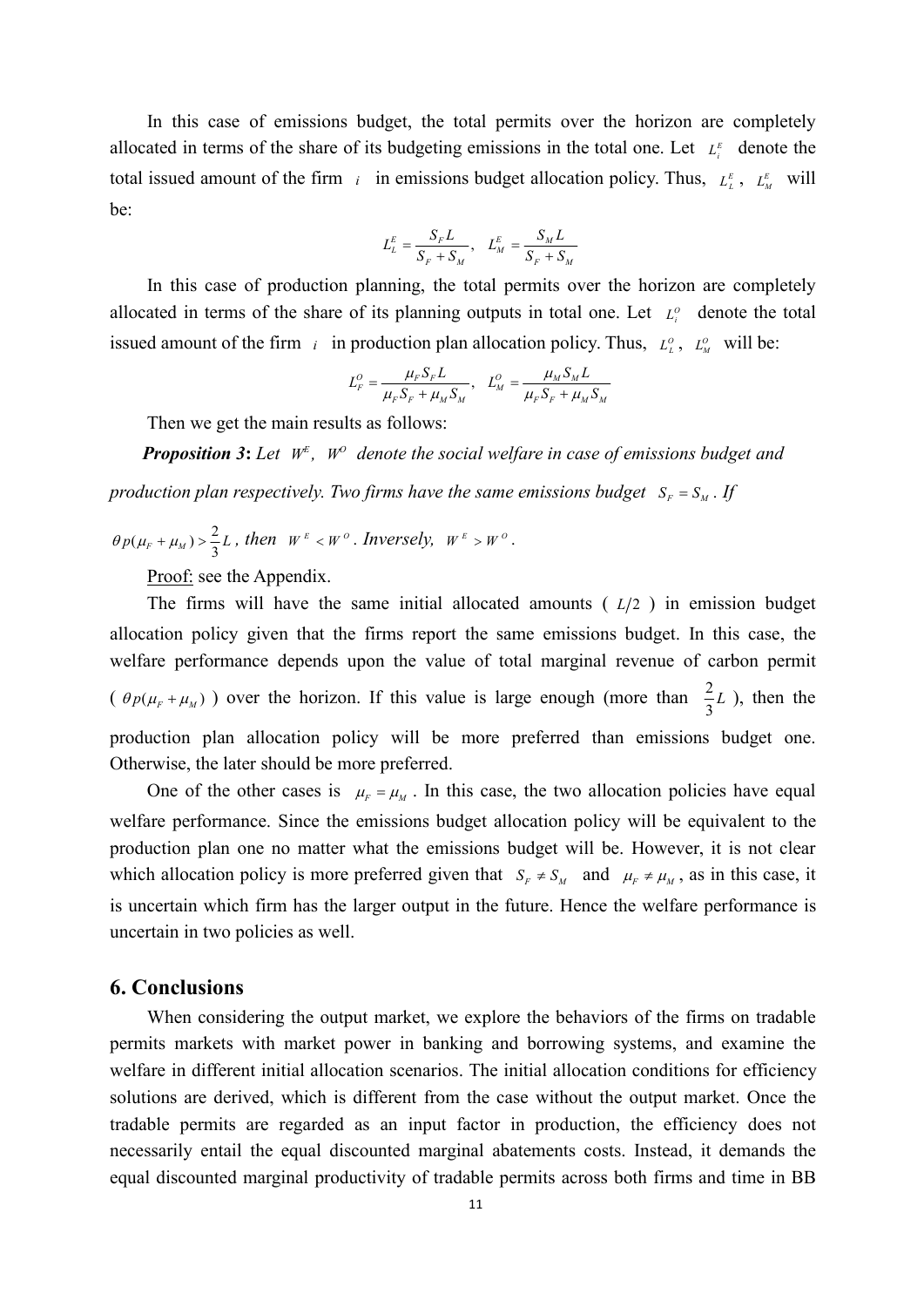In this case of emissions budget, the total permits over the horizon are completely allocated in terms of the share of its budgeting emissions in the total one. Let $L_i^E$ denote the total issued amount of the firm $i$ in emissions budget allocation policy. Thus, $L_L^E$, $L_M^E$ will be:

$$L_L^E = \frac{S_F L}{S_F + S_M}, \quad L_M^E = \frac{S_M L}{S_F + S_M}$$

In this case of production planning, the total permits over the horizon are completely allocated in terms of the share of its planning outputs in total one. Let $L_i^O$ denote the total issued amount of the firm $i$ in production plan allocation policy. Thus, $L_L^O$, $L_M^O$ will be:

$$L_F^O = \frac{\mu_F S_F L}{\mu_F S_F + \mu_M S_M}, \quad L_M^O = \frac{\mu_M S_M L}{\mu_F S_F + \mu_M S_M}$$

Then we get the main results as follows:

***Proposition 3*****:** *Let $W^E$, $W^O$ denote the social welfare in case of emissions budget and production plan respectively. Two firms have the same emissions budget $S_F = S_M$. If $\theta p(\mu_F + \mu_M) > \frac{2}{3}L$, then $W^E < W^O$. Inversely, $W^E > W^O$.*

Proof: see the Appendix.

The firms will have the same initial allocated amounts ( $L/2$ ) in emission budget allocation policy given that the firms report the same emissions budget. In this case, the welfare performance depends upon the value of total marginal revenue of carbon permit ( $\theta p(\mu_F + \mu_M)$ ) over the horizon. If this value is large enough (more than $\frac{2}{3}L$ ), then the production plan allocation policy will be more preferred than emissions budget one. Otherwise, the later should be more preferred.

One of the other cases is $\mu_F = \mu_M$. In this case, the two allocation policies have equal welfare performance. Since the emissions budget allocation policy will be equivalent to the production plan one no matter what the emissions budget will be. However, it is not clear which allocation policy is more preferred given that $S_F \neq S_M$ and $\mu_F \neq \mu_M$, as in this case, it is uncertain which firm has the larger output in the future. Hence the welfare performance is uncertain in two policies as well.

## 6. Conclusions

When considering the output market, we explore the behaviors of the firms on tradable permits markets with market power in banking and borrowing systems, and examine the welfare in different initial allocation scenarios. The initial allocation conditions for efficiency solutions are derived, which is different from the case without the output market. Once the tradable permits are regarded as an input factor in production, the efficiency does not necessarily entail the equal discounted marginal abatements costs. Instead, it demands the equal discounted marginal productivity of tradable permits across both firms and time in BB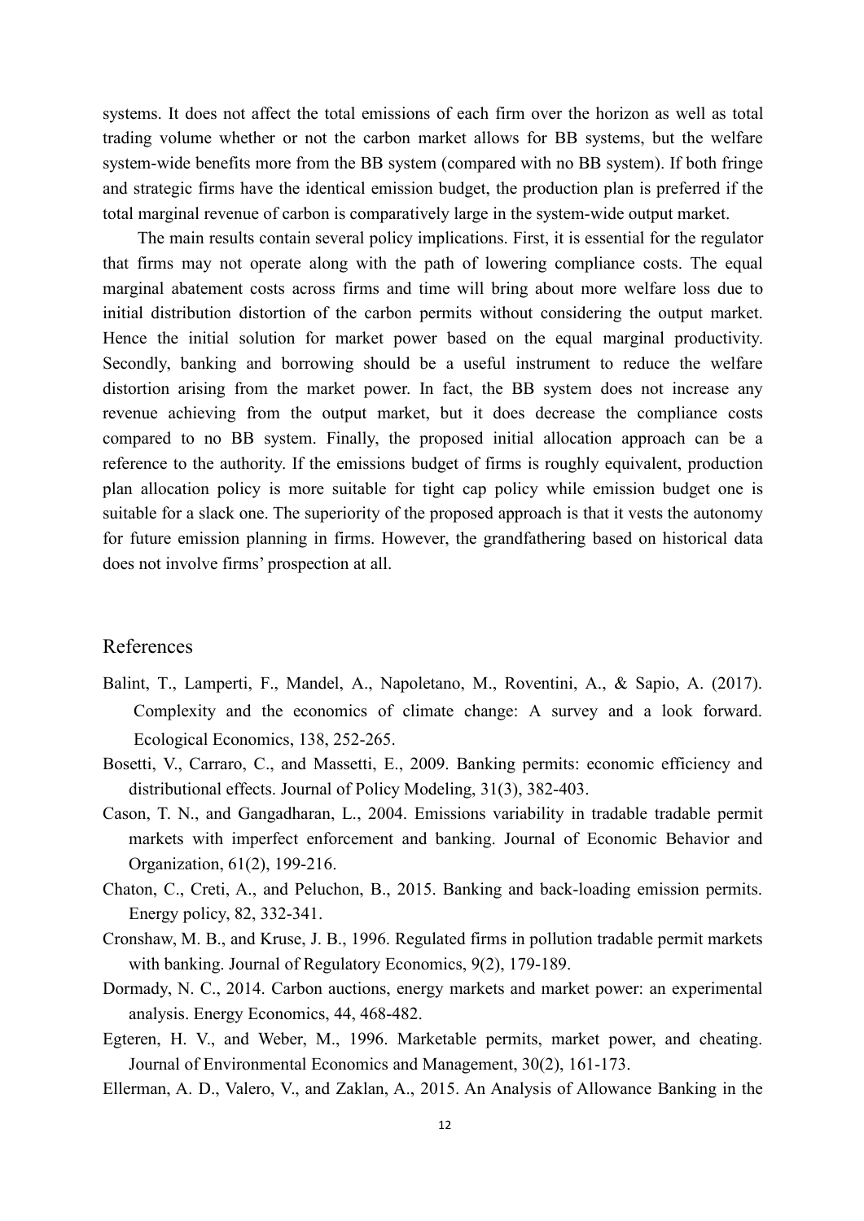systems. It does not affect the total emissions of each firm over the horizon as well as total trading volume whether or not the carbon market allows for BB systems, but the welfare system-wide benefits more from the BB system (compared with no BB system). If both fringe and strategic firms have the identical emission budget, the production plan is preferred if the total marginal revenue of carbon is comparatively large in the system-wide output market.

The main results contain several policy implications. First, it is essential for the regulator that firms may not operate along with the path of lowering compliance costs. The equal marginal abatement costs across firms and time will bring about more welfare loss due to initial distribution distortion of the carbon permits without considering the output market. Hence the initial solution for market power based on the equal marginal productivity. Secondly, banking and borrowing should be a useful instrument to reduce the welfare distortion arising from the market power. In fact, the BB system does not increase any revenue achieving from the output market, but it does decrease the compliance costs compared to no BB system. Finally, the proposed initial allocation approach can be a reference to the authority. If the emissions budget of firms is roughly equivalent, production plan allocation policy is more suitable for tight cap policy while emission budget one is suitable for a slack one. The superiority of the proposed approach is that it vests the autonomy for future emission planning in firms. However, the grandfathering based on historical data does not involve firms' prospection at all.

## References

Balint, T., Lamperti, F., Mandel, A., Napoletano, M., Roventini, A., & Sapio, A. (2017). Complexity and the economics of climate change: A survey and a look forward. Ecological Economics, 138, 252-265.

Bosetti, V., Carraro, C., and Massetti, E., 2009. Banking permits: economic efficiency and distributional effects. Journal of Policy Modeling, 31(3), 382-403.

Cason, T. N., and Gangadharan, L., 2004. Emissions variability in tradable tradable permit markets with imperfect enforcement and banking. Journal of Economic Behavior and Organization, 61(2), 199-216.

Chaton, C., Creti, A., and Peluchon, B., 2015. Banking and back-loading emission permits. Energy policy, 82, 332-341.

Cronshaw, M. B., and Kruse, J. B., 1996. Regulated firms in pollution tradable permit markets with banking. Journal of Regulatory Economics, 9(2), 179-189.

Dormady, N. C., 2014. Carbon auctions, energy markets and market power: an experimental analysis. Energy Economics, 44, 468-482.

Egteren, H. V., and Weber, M., 1996. Marketable permits, market power, and cheating. Journal of Environmental Economics and Management, 30(2), 161-173.

Ellerman, A. D., Valero, V., and Zaklan, A., 2015. An Analysis of Allowance Banking in the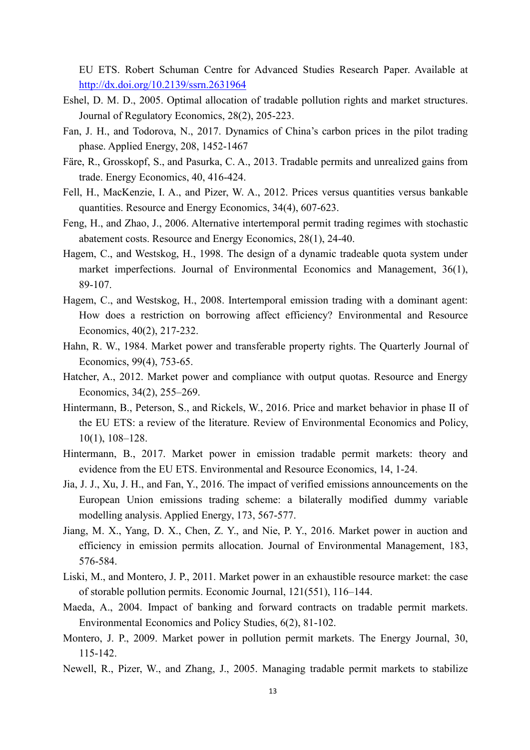EU ETS. Robert Schuman Centre for Advanced Studies Research Paper. Available at http://dx.doi.org/10.2139/ssrn.2631964

Eshel, D. M. D., 2005. Optimal allocation of tradable pollution rights and market structures. Journal of Regulatory Economics, 28(2), 205-223.

Fan, J. H., and Todorova, N., 2017. Dynamics of China's carbon prices in the pilot trading phase. Applied Energy, 208, 1452-1467

Färe, R., Grosskopf, S., and Pasurka, C. A., 2013. Tradable permits and unrealized gains from trade. Energy Economics, 40, 416-424.

Fell, H., MacKenzie, I. A., and Pizer, W. A., 2012. Prices versus quantities versus bankable quantities. Resource and Energy Economics, 34(4), 607-623.

Feng, H., and Zhao, J., 2006. Alternative intertemporal permit trading regimes with stochastic abatement costs. Resource and Energy Economics, 28(1), 24-40.

Hagem, C., and Westskog, H., 1998. The design of a dynamic tradeable quota system under market imperfections. Journal of Environmental Economics and Management, 36(1), 89-107.

Hagem, C., and Westskog, H., 2008. Intertemporal emission trading with a dominant agent: How does a restriction on borrowing affect efficiency? Environmental and Resource Economics, 40(2), 217-232.

Hahn, R. W., 1984. Market power and transferable property rights. The Quarterly Journal of Economics, 99(4), 753-65.

Hatcher, A., 2012. Market power and compliance with output quotas. Resource and Energy Economics, 34(2), 255–269.

Hintermann, B., Peterson, S., and Rickels, W., 2016. Price and market behavior in phase II of the EU ETS: a review of the literature. Review of Environmental Economics and Policy, 10(1), 108–128.

Hintermann, B., 2017. Market power in emission tradable permit markets: theory and evidence from the EU ETS. Environmental and Resource Economics, 14, 1-24.

Jia, J. J., Xu, J. H., and Fan, Y., 2016. The impact of verified emissions announcements on the European Union emissions trading scheme: a bilaterally modified dummy variable modelling analysis. Applied Energy, 173, 567-577.

Jiang, M. X., Yang, D. X., Chen, Z. Y., and Nie, P. Y., 2016. Market power in auction and efficiency in emission permits allocation. Journal of Environmental Management, 183, 576-584.

Liski, M., and Montero, J. P., 2011. Market power in an exhaustible resource market: the case of storable pollution permits. Economic Journal, 121(551), 116–144.

Maeda, A., 2004. Impact of banking and forward contracts on tradable permit markets. Environmental Economics and Policy Studies, 6(2), 81-102.

Montero, J. P., 2009. Market power in pollution permit markets. The Energy Journal, 30, 115-142.

Newell, R., Pizer, W., and Zhang, J., 2005. Managing tradable permit markets to stabilize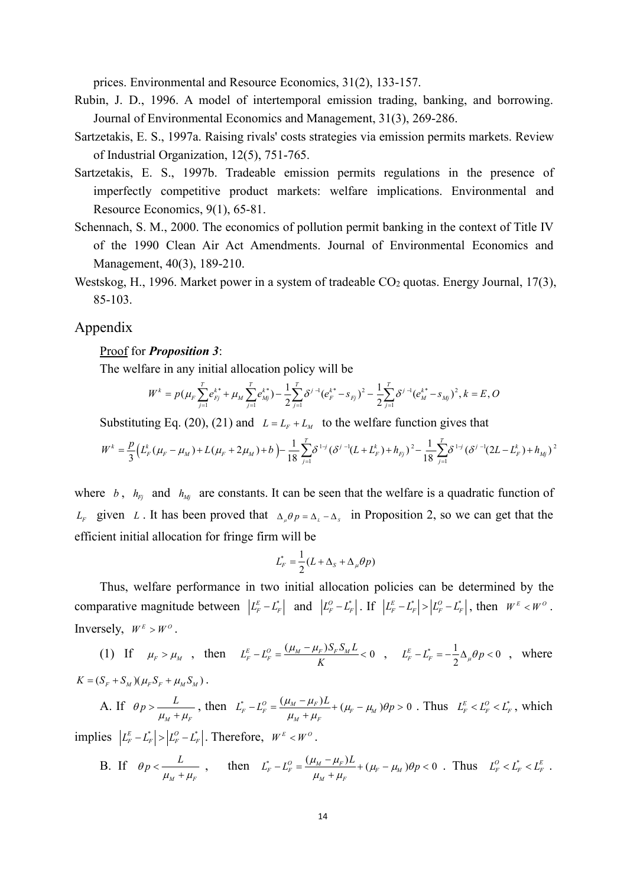prices. Environmental and Resource Economics, 31(2), 133-157.

Rubin, J. D., 1996. A model of intertemporal emission trading, banking, and borrowing. Journal of Environmental Economics and Management, 31(3), 269-286.

Sartzetakis, E. S., 1997a. Raising rivals' costs strategies via emission permits markets. Review of Industrial Organization, 12(5), 751-765.

Sartzetakis, E. S., 1997b. Tradeable emission permits regulations in the presence of imperfectly competitive product markets: welfare implications. Environmental and Resource Economics, 9(1), 65-81.

Schennach, S. M., 2000. The economics of pollution permit banking in the context of Title IV of the 1990 Clean Air Act Amendments. Journal of Environmental Economics and Management, 40(3), 189-210.

Westskog, H., 1996. Market power in a system of tradeable $CO_2$ quotas. Energy Journal, 17(3), 85-103.

## Appendix

Proof for ***Proposition 3***:

The welfare in any initial allocation policy will be

$$W^k = p(\mu_F \sum_{j=1}^{T} e_{Fj}^{k*} + \mu_M \sum_{j=1}^{T} e_{Mj}^{k*}) - \frac{1}{2}\sum_{j=1}^{T} \delta^{j-1}(e_F^{k*} - s_{Fj})^2 - \frac{1}{2}\sum_{j=1}^{T} \delta^{j-1}(e_M^{k*} - s_{Mj})^2, k = E, O$$

Substituting Eq. (20), (21) and $L = L_F + L_M$ to the welfare function gives that

$$W^k = \frac{p}{3}\left(L_F^k(\mu_F - \mu_M) + L(\mu_F + 2\mu_M) + b\right) - \frac{1}{18}\sum_{j=1}^{T}\delta^{1-j}(\delta^{j-1}(L + L_F^k) + h_{Fj})^2 - \frac{1}{18}\sum_{j=1}^{T}\delta^{1-j}(\delta^{j-1}(2L - L_F^k) + h_{Mj})^2$$

where $b$, $h_{Fj}$ and $h_{Mj}$ are constants. It can be seen that the welfare is a quadratic function of $L_F$ given $L$. It has been proved that $\Delta_\mu \theta p = \Delta_L - \Delta_S$ in Proposition 2, so we can get that the efficient initial allocation for fringe firm will be

$$L_F^* = \frac{1}{2}(L + \Delta_S + \Delta_\mu \theta p)$$

Thus, welfare performance in two initial allocation policies can be determined by the comparative magnitude between $\left|L_F^E - L_F^*\right|$ and $\left|L_F^O - L_F^*\right|$. If $\left|L_F^E - L_F^*\right| > \left|L_F^O - L_F^*\right|$, then $W^E < W^O$. Inversely, $W^E > W^O$.

(1) If $\mu_F > \mu_M$, then $L_F^E - L_F^O = \frac{(\mu_M - \mu_F)S_F S_M L}{K} < 0$, $L_F^E - L_F^* = -\frac{1}{2}\Delta_\mu \theta p < 0$, where $K = (S_F + S_M)(\mu_F S_F + \mu_M S_M)$.

A. If $\theta p > \frac{L}{\mu_M + \mu_F}$, then $L_F^* - L_F^O = \frac{(\mu_M - \mu_F)L}{\mu_M + \mu_F} + (\mu_F - \mu_M)\theta p > 0$. Thus $L_F^E < L_F^O < L_F^*$, which implies $\left|L_F^E - L_F^*\right| > \left|L_F^O - L_F^*\right|$. Therefore, $W^E < W^O$.

B. If $\theta p < \frac{L}{\mu_M + \mu_F}$, then $L_F^* - L_F^O = \frac{(\mu_M - \mu_F)L}{\mu_M + \mu_F} + (\mu_F - \mu_M)\theta p < 0$. Thus $L_F^O < L_F^* < L_F^E$.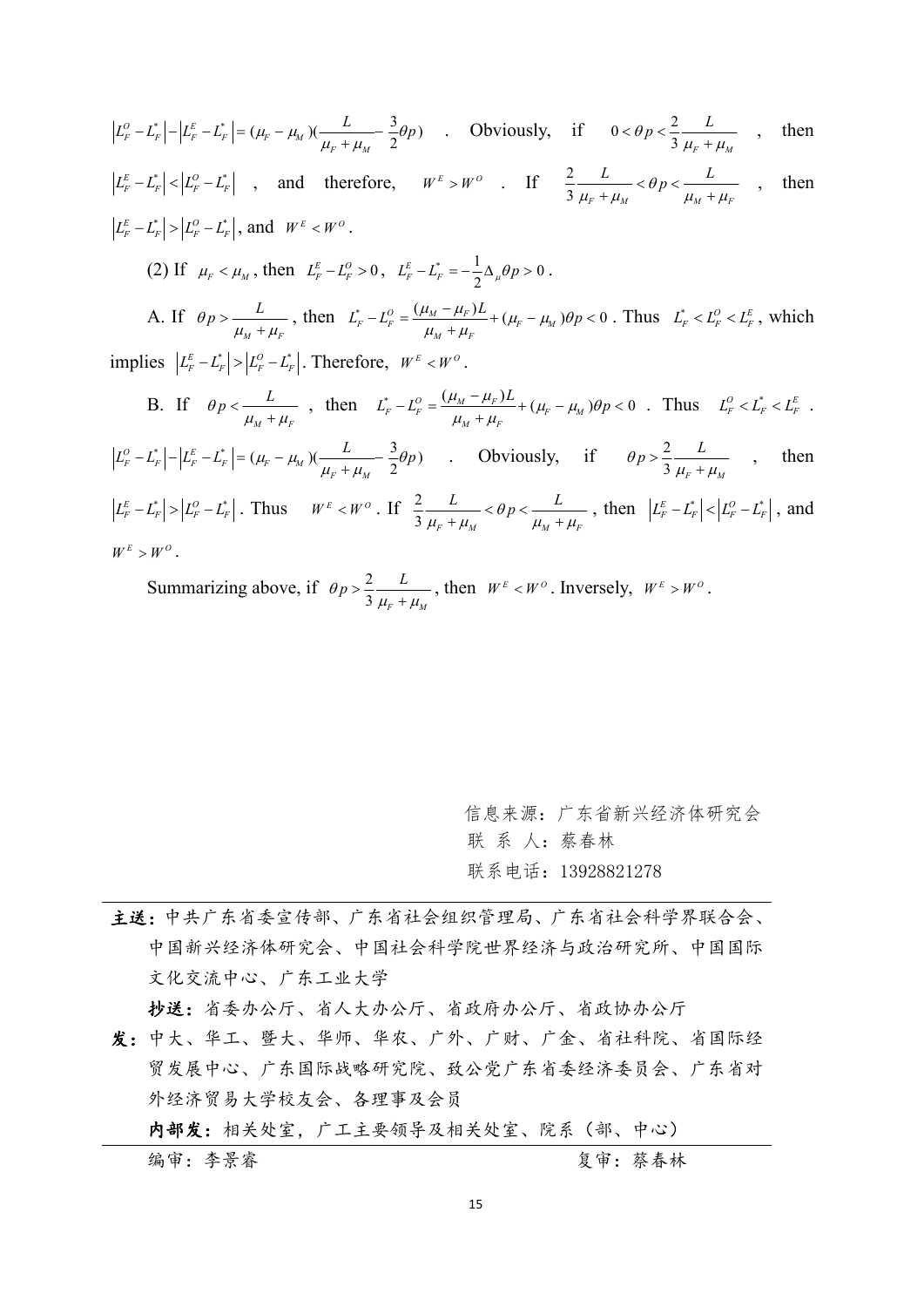$\left|L_F^O - L_F^*\right| - \left|L_F^E - L_F^*\right| = (\mu_F - \mu_M)(\frac{L}{\mu_F + \mu_M} - \frac{3}{2}\theta p)$ . Obviously, if $0 < \theta p < \frac{2}{3}\frac{L}{\mu_F + \mu_M}$ , then $\left|L_F^E - L_F^*\right| < \left|L_F^O - L_F^*\right|$ , and therefore, $W^E > W^O$ . If $\frac{2}{3}\frac{L}{\mu_F + \mu_M} < \theta p < \frac{L}{\mu_M + \mu_F}$ , then $\left|L_F^E - L_F^*\right| > \left|L_F^O - L_F^*\right|$, and $W^E < W^O$.

(2) If $\mu_F < \mu_M$, then $L_F^E - L_F^O > 0$, $L_F^E - L_F^* = -\frac{1}{2}\Delta_\mu \theta p > 0$.

A. If $\theta p > \frac{L}{\mu_M + \mu_F}$, then $L_F^* - L_F^O = \frac{(\mu_M - \mu_F)L}{\mu_M + \mu_F} + (\mu_F - \mu_M)\theta p < 0$. Thus $L_F^* < L_F^O < L_F^E$, which implies $\left|L_F^E - L_F^*\right| > \left|L_F^O - L_F^*\right|$. Therefore, $W^E < W^O$.

B. If $\theta p < \frac{L}{\mu_M + \mu_F}$ , then $L_F^* - L_F^O = \frac{(\mu_M - \mu_F)L}{\mu_M + \mu_F} + (\mu_F - \mu_M)\theta p < 0$ . Thus $L_F^O < L_F^* < L_F^E$ . $\left|L_F^O - L_F^*\right| - \left|L_F^E - L_F^*\right| = (\mu_F - \mu_M)(\frac{L}{\mu_F + \mu_M} - \frac{3}{2}\theta p)$ . Obviously, if $\theta p > \frac{2}{3}\frac{L}{\mu_F + \mu_M}$ , then $\left|L_F^E - L_F^*\right| > \left|L_F^O - L_F^*\right|$. Thus $W^E < W^O$. If $\frac{2}{3}\frac{L}{\mu_F + \mu_M} < \theta p < \frac{L}{\mu_M + \mu_F}$, then $\left|L_F^E - L_F^*\right| < \left|L_F^O - L_F^*\right|$, and $W^E > W^O$.

Summarizing above, if $\theta p > \frac{2}{3}\frac{L}{\mu_F + \mu_M}$, then $W^E < W^O$. Inversely, $W^E > W^O$.

信息来源：广东省新兴经济体研究会
联 系 人：蔡春林
联系电话：13928821278

**主送：**中共广东省委宣传部、广东省社会组织管理局、广东省社会科学界联合会、中国新兴经济体研究会、中国社会科学院世界经济与政治研究所、中国国际文化交流中心、广东工业大学

**抄送：**省委办公厅、省人大办公厅、省政府办公厅、省政协办公厅

**发：**中大、华工、暨大、华师、华农、广外、广财、广金、省社科院、省国际经贸发展中心、广东国际战略研究院、致公党广东省委经济委员会、广东省对外经济贸易大学校友会、各理事及会员

**内部发：**相关处室，广工主要领导及相关处室、院系（部、中心）

编审：李景睿　　　　　　　　　　　　　　　复审：蔡春林